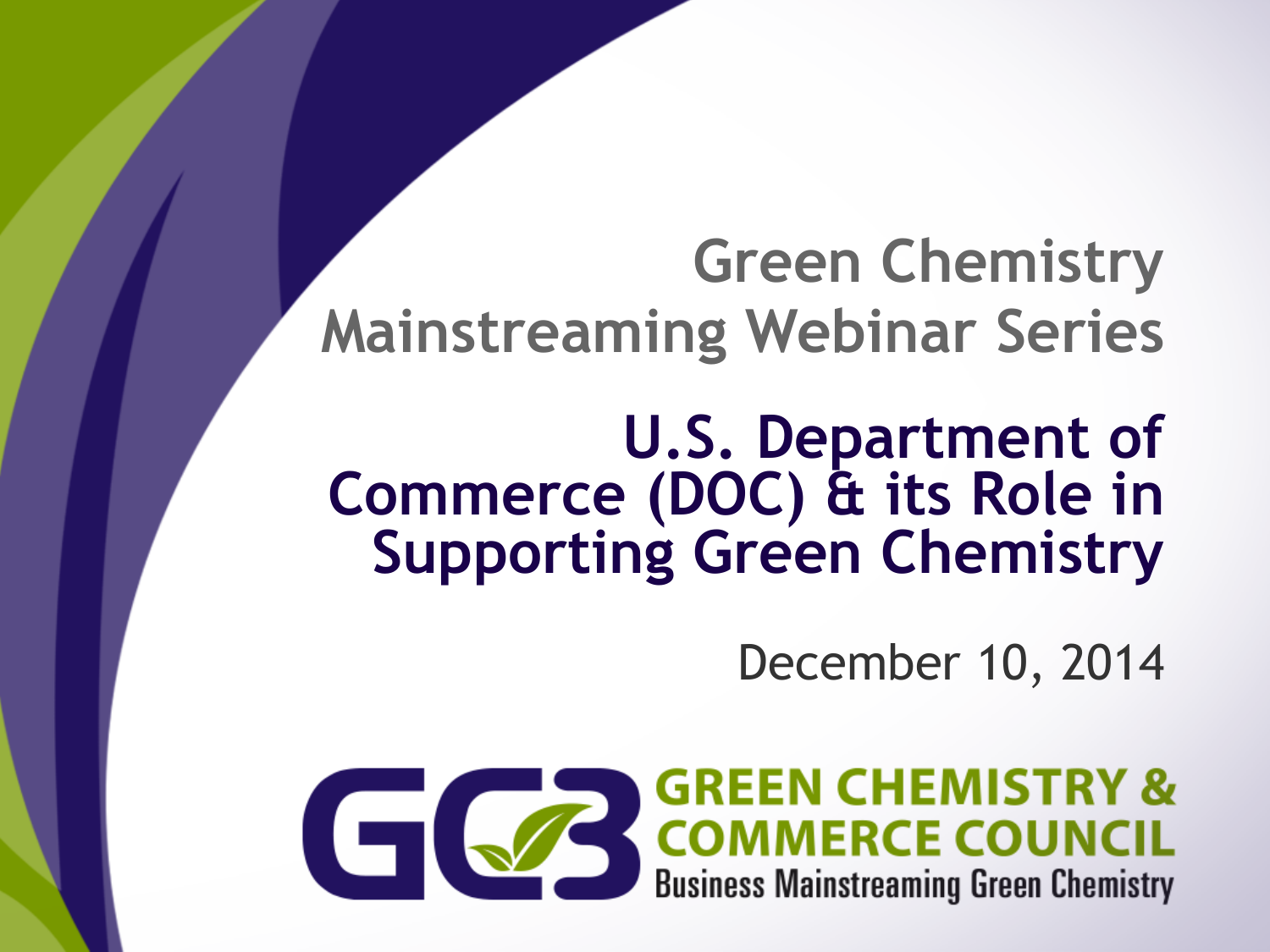# Green Chemistry Mainstreaming Webinar Series

## U.S. Department of Commerce (DOC) & its Role in Supporting Green Chemistry

December 10, 2014

GC3 GREEN CHEMISTRY & COMMERCE COUNCIL
Business Mainstreaming Green Chemistry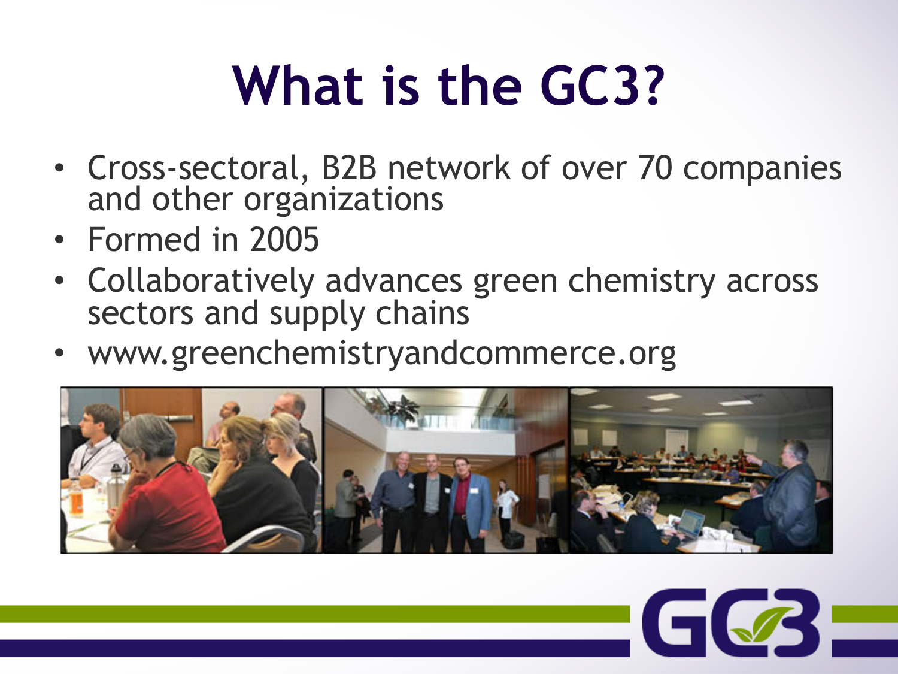# What is the GC3?

- Cross-sectoral, B2B network of over 70 companies and other organizations
- Formed in 2005
- Collaboratively advances green chemistry across sectors and supply chains
- www.greenchemistryandcommerce.org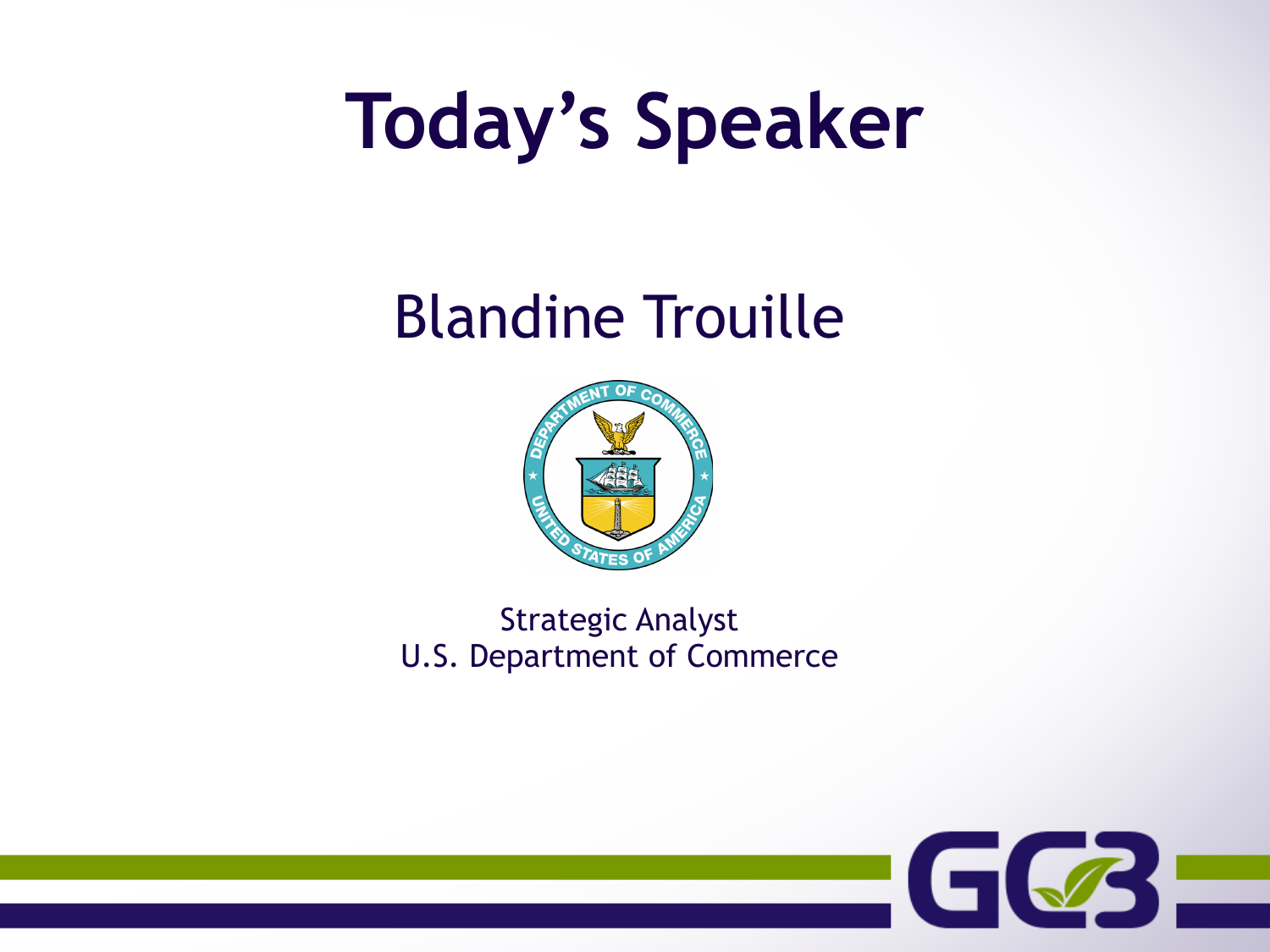# Today's Speaker

## Blandine Trouille

Strategic Analyst
U.S. Department of Commerce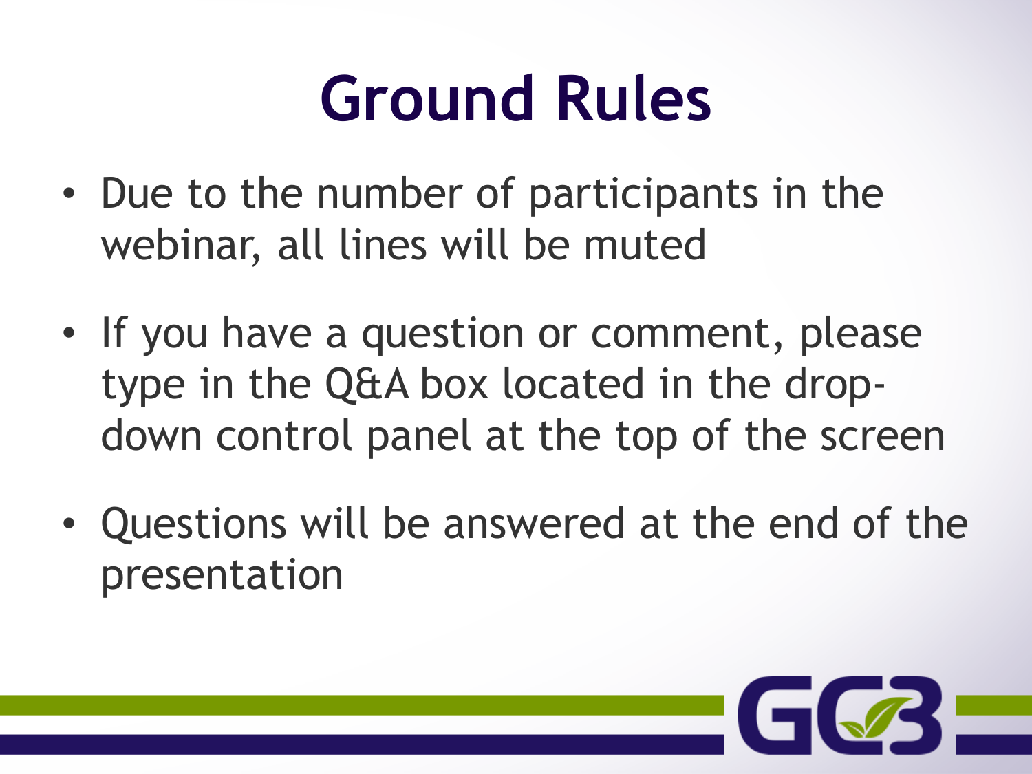# Ground Rules

- Due to the number of participants in the webinar, all lines will be muted
- If you have a question or comment, please type in the Q&A box located in the drop-down control panel at the top of the screen
- Questions will be answered at the end of the presentation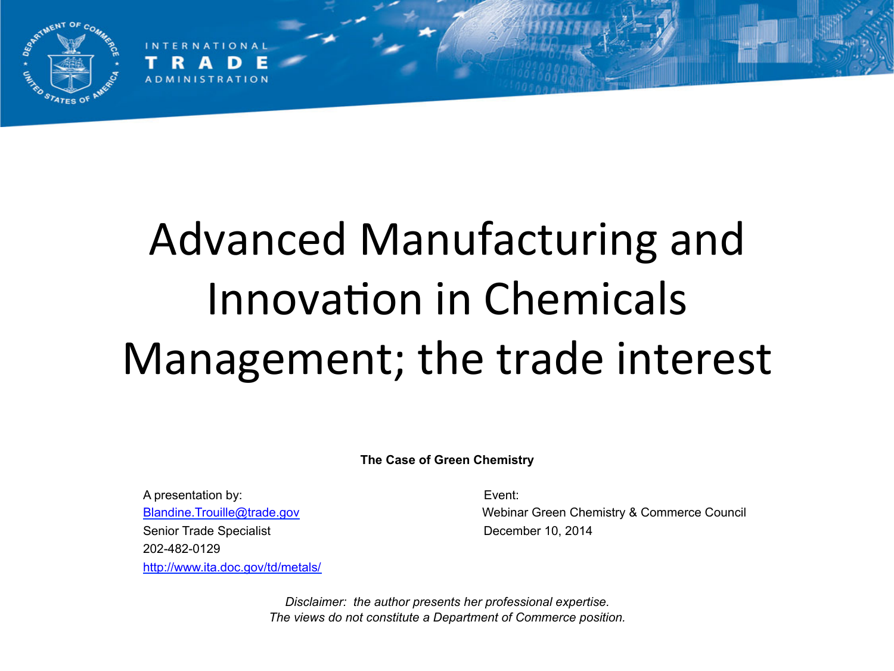INTERNATIONAL TRADE ADMINISTRATION

# Advanced Manufacturing and Innovation in Chemicals Management; the trade interest

**The Case of Green Chemistry**

A presentation by:
[Blandine.Trouille@trade.gov](mailto:Blandine.Trouille@trade.gov)
Senior Trade Specialist
202-482-0129
[http://www.ita.doc.gov/td/metals/](http://www.ita.doc.gov/td/metals/)

Event:
Webinar Green Chemistry & Commerce Council
December 10, 2014

*Disclaimer: the author presents her professional expertise.*
*The views do not constitute a Department of Commerce position.*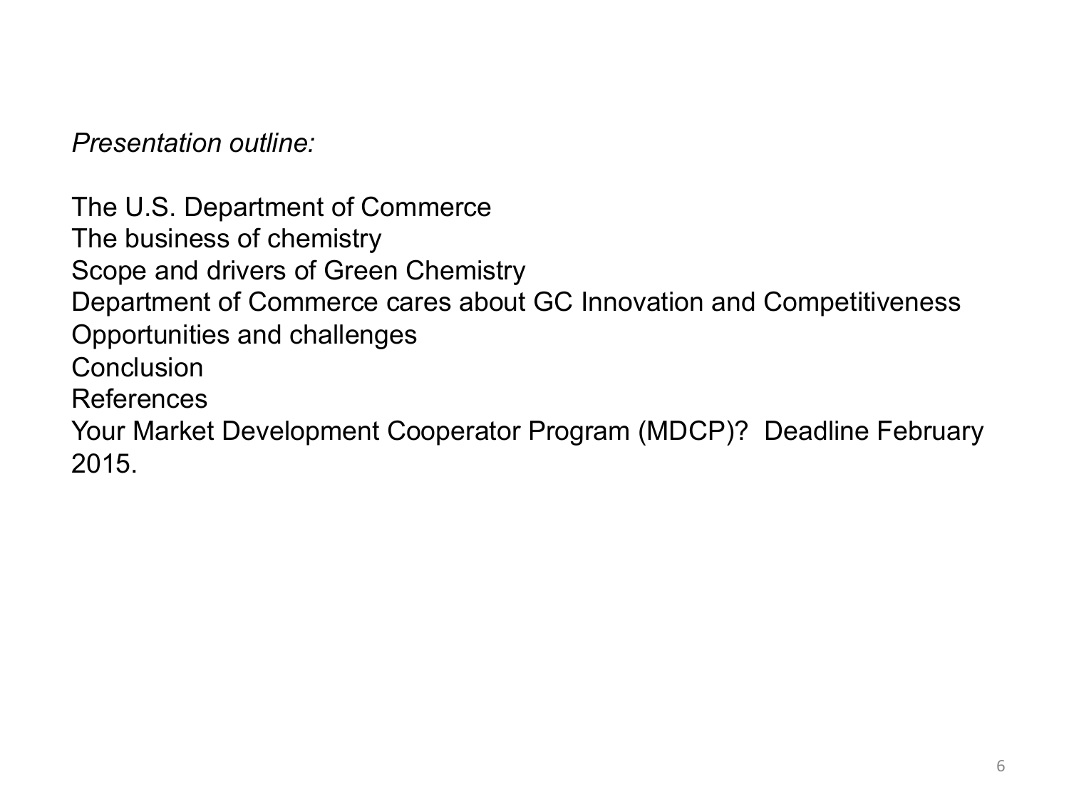*Presentation outline:*

The U.S. Department of Commerce
The business of chemistry
Scope and drivers of Green Chemistry
Department of Commerce cares about GC Innovation and Competitiveness
Opportunities and challenges
Conclusion
References
Your Market Development Cooperator Program (MDCP)? Deadline February 2015.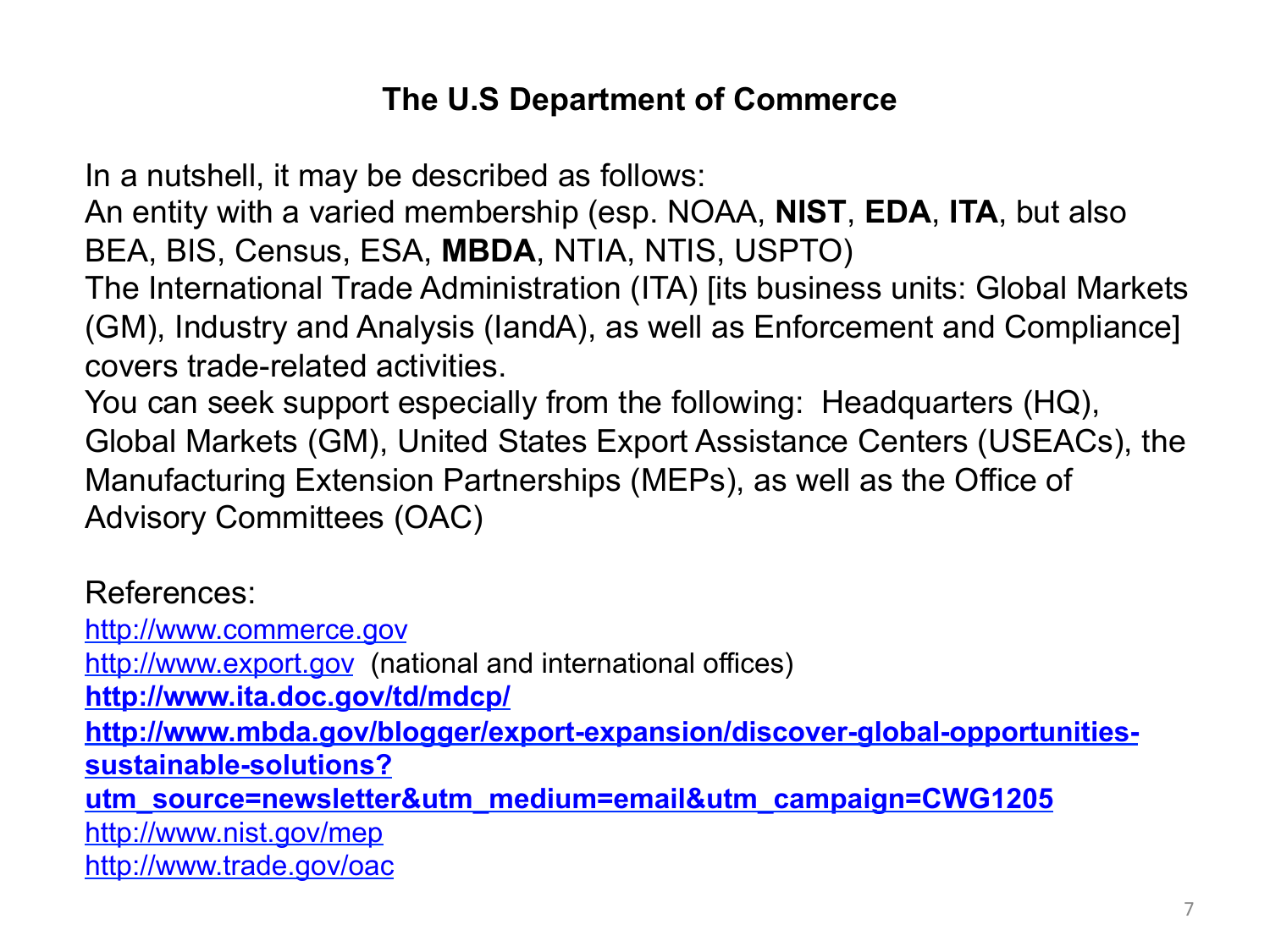## The U.S Department of Commerce

In a nutshell, it may be described as follows:

An entity with a varied membership (esp. NOAA, **NIST**, **EDA**, **ITA**, but also BEA, BIS, Census, ESA, **MBDA**, NTIA, NTIS, USPTO)

The International Trade Administration (ITA) [its business units: Global Markets (GM), Industry and Analysis (IandA), as well as Enforcement and Compliance] covers trade-related activities.

You can seek support especially from the following: Headquarters (HQ), Global Markets (GM), United States Export Assistance Centers (USEACs), the Manufacturing Extension Partnerships (MEPs), as well as the Office of Advisory Committees (OAC)

References:

http://www.commerce.gov

http://www.export.gov (national and international offices)

**http://www.ita.doc.gov/td/mdcp/**

**http://www.mbda.gov/blogger/export-expansion/discover-global-opportunities-sustainable-solutions?utm_source=newsletter&utm_medium=email&utm_campaign=CWG1205**

http://www.nist.gov/mep

http://www.trade.gov/oac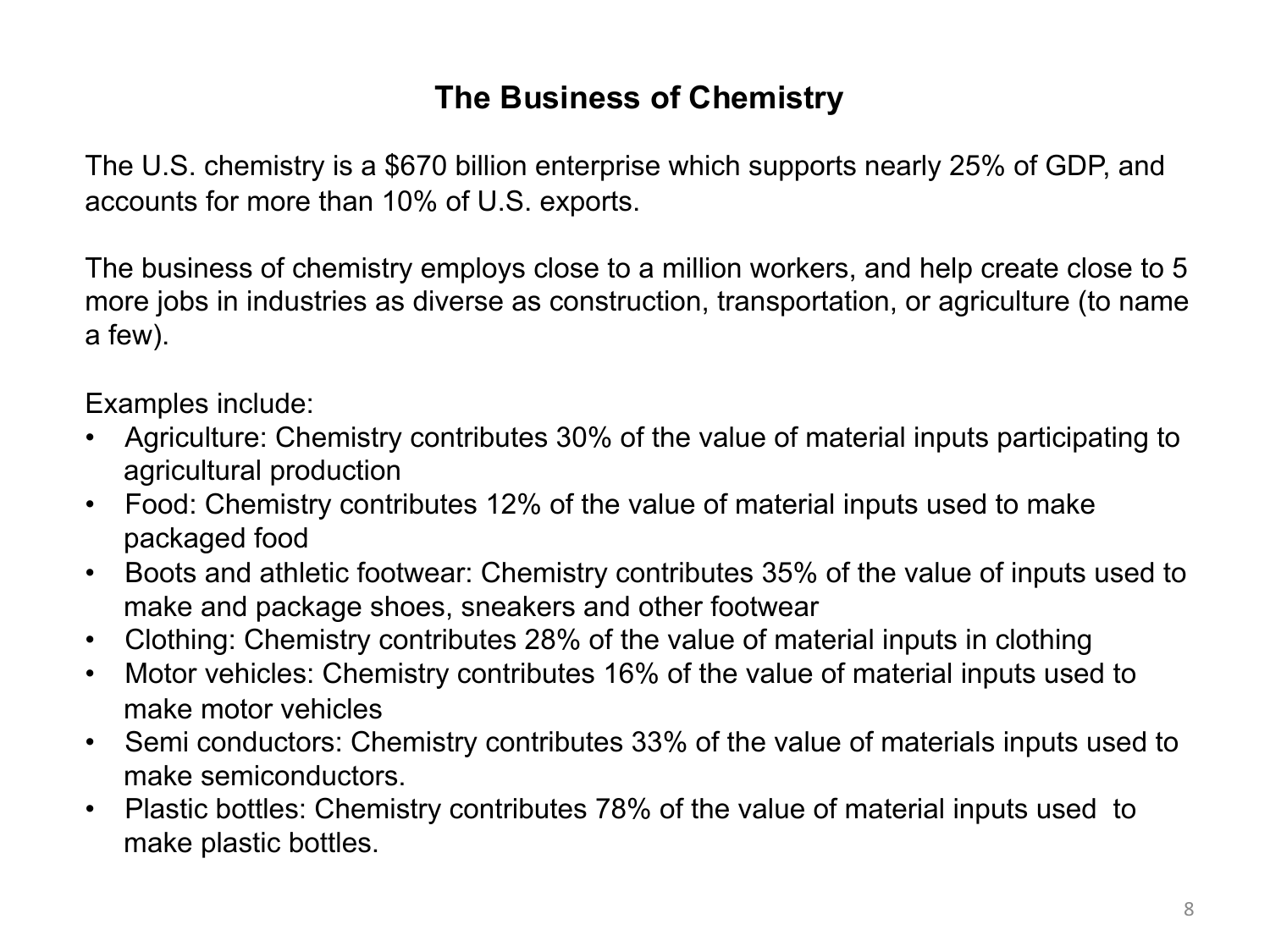# The Business of Chemistry

The U.S. chemistry is a $670 billion enterprise which supports nearly 25% of GDP, and accounts for more than 10% of U.S. exports.

The business of chemistry employs close to a million workers, and help create close to 5 more jobs in industries as diverse as construction, transportation, or agriculture (to name a few).

Examples include:

- Agriculture: Chemistry contributes 30% of the value of material inputs participating to agricultural production
- Food: Chemistry contributes 12% of the value of material inputs used to make packaged food
- Boots and athletic footwear: Chemistry contributes 35% of the value of inputs used to make and package shoes, sneakers and other footwear
- Clothing: Chemistry contributes 28% of the value of material inputs in clothing
- Motor vehicles: Chemistry contributes 16% of the value of material inputs used to make motor vehicles
- Semi conductors: Chemistry contributes 33% of the value of materials inputs used to make semiconductors.
- Plastic bottles: Chemistry contributes 78% of the value of material inputs used to make plastic bottles.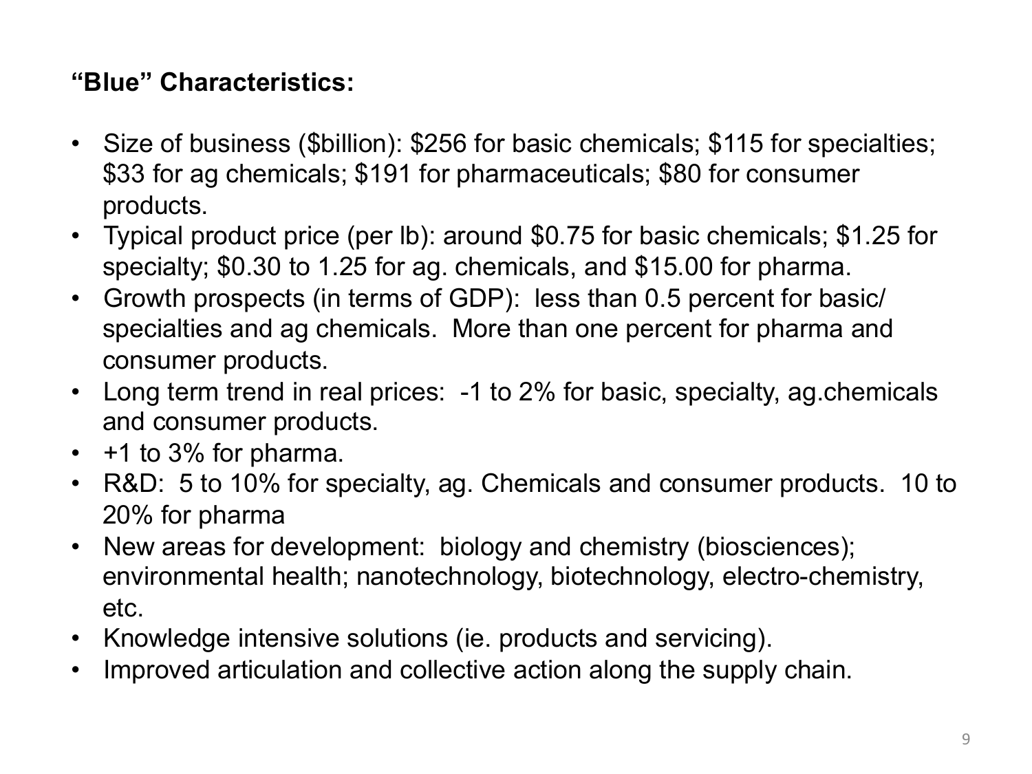**“Blue” Characteristics:**

- Size of business ($billion): $256 for basic chemicals; $115 for specialties; $33 for ag chemicals; $191 for pharmaceuticals; $80 for consumer products.
- Typical product price (per lb): around $0.75 for basic chemicals; $1.25 for specialty; $0.30 to 1.25 for ag. chemicals, and $15.00 for pharma.
- Growth prospects (in terms of GDP): less than 0.5 percent for basic/ specialties and ag chemicals. More than one percent for pharma and consumer products.
- Long term trend in real prices: -1 to 2% for basic, specialty, ag.chemicals and consumer products.
- +1 to 3% for pharma.
- R&D: 5 to 10% for specialty, ag. Chemicals and consumer products. 10 to 20% for pharma
- New areas for development: biology and chemistry (biosciences); environmental health; nanotechnology, biotechnology, electro-chemistry, etc.
- Knowledge intensive solutions (ie. products and servicing).
- Improved articulation and collective action along the supply chain.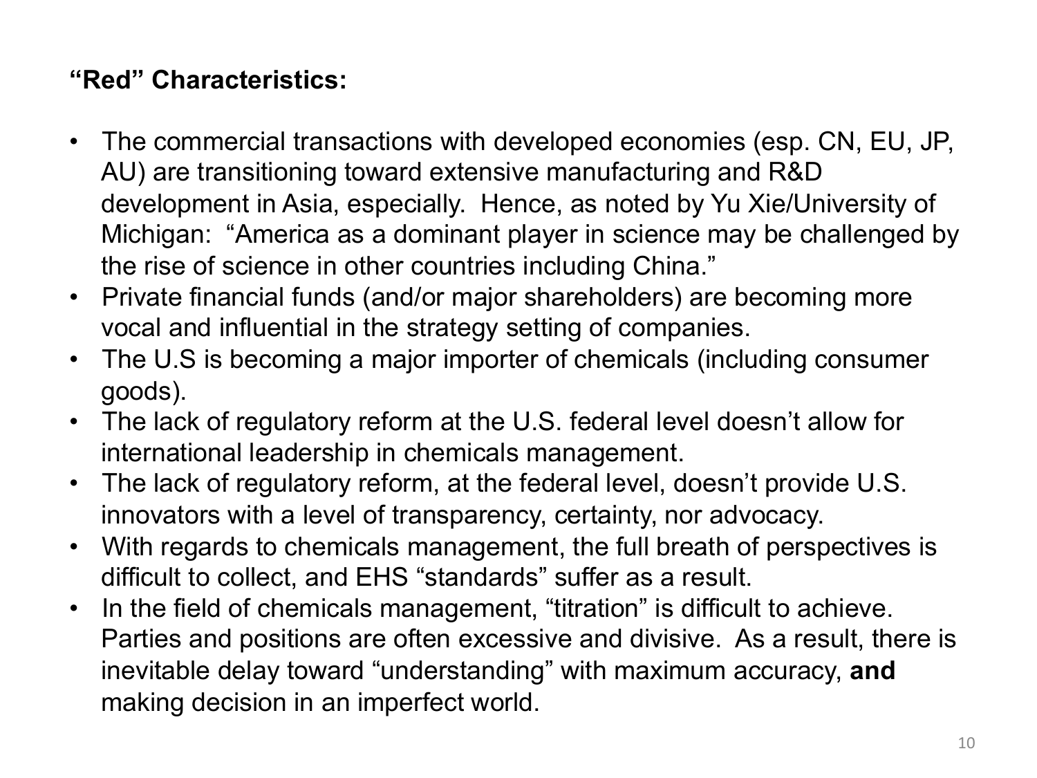**“Red” Characteristics:**

- The commercial transactions with developed economies (esp. CN, EU, JP, AU) are transitioning toward extensive manufacturing and R&D development in Asia, especially. Hence, as noted by Yu Xie/University of Michigan: “America as a dominant player in science may be challenged by the rise of science in other countries including China.”
- Private financial funds (and/or major shareholders) are becoming more vocal and influential in the strategy setting of companies.
- The U.S is becoming a major importer of chemicals (including consumer goods).
- The lack of regulatory reform at the U.S. federal level doesn’t allow for international leadership in chemicals management.
- The lack of regulatory reform, at the federal level, doesn’t provide U.S. innovators with a level of transparency, certainty, nor advocacy.
- With regards to chemicals management, the full breath of perspectives is difficult to collect, and EHS “standards” suffer as a result.
- In the field of chemicals management, “titration” is difficult to achieve. Parties and positions are often excessive and divisive. As a result, there is inevitable delay toward “understanding” with maximum accuracy, **and** making decision in an imperfect world.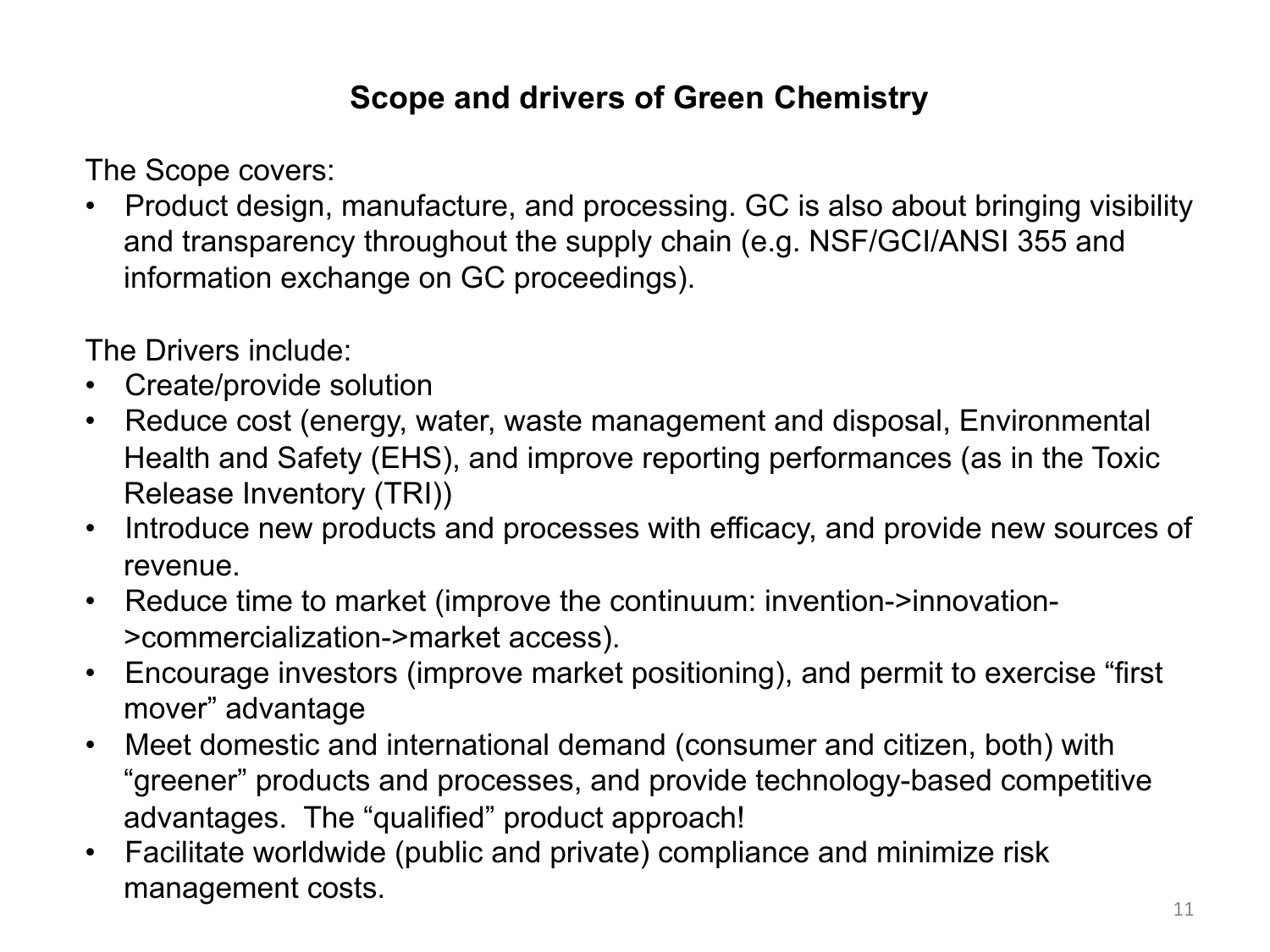## Scope and drivers of Green Chemistry

The Scope covers:

- Product design, manufacture, and processing. GC is also about bringing visibility and transparency throughout the supply chain (e.g. NSF/GCI/ANSI 355 and information exchange on GC proceedings).

The Drivers include:

- Create/provide solution
- Reduce cost (energy, water, waste management and disposal, Environmental Health and Safety (EHS), and improve reporting performances (as in the Toxic Release Inventory (TRI))
- Introduce new products and processes with efficacy, and provide new sources of revenue.
- Reduce time to market (improve the continuum: invention->innovation->commercialization->market access).
- Encourage investors (improve market positioning), and permit to exercise "first mover" advantage
- Meet domestic and international demand (consumer and citizen, both) with "greener" products and processes, and provide technology-based competitive advantages. The "qualified" product approach!
- Facilitate worldwide (public and private) compliance and minimize risk management costs.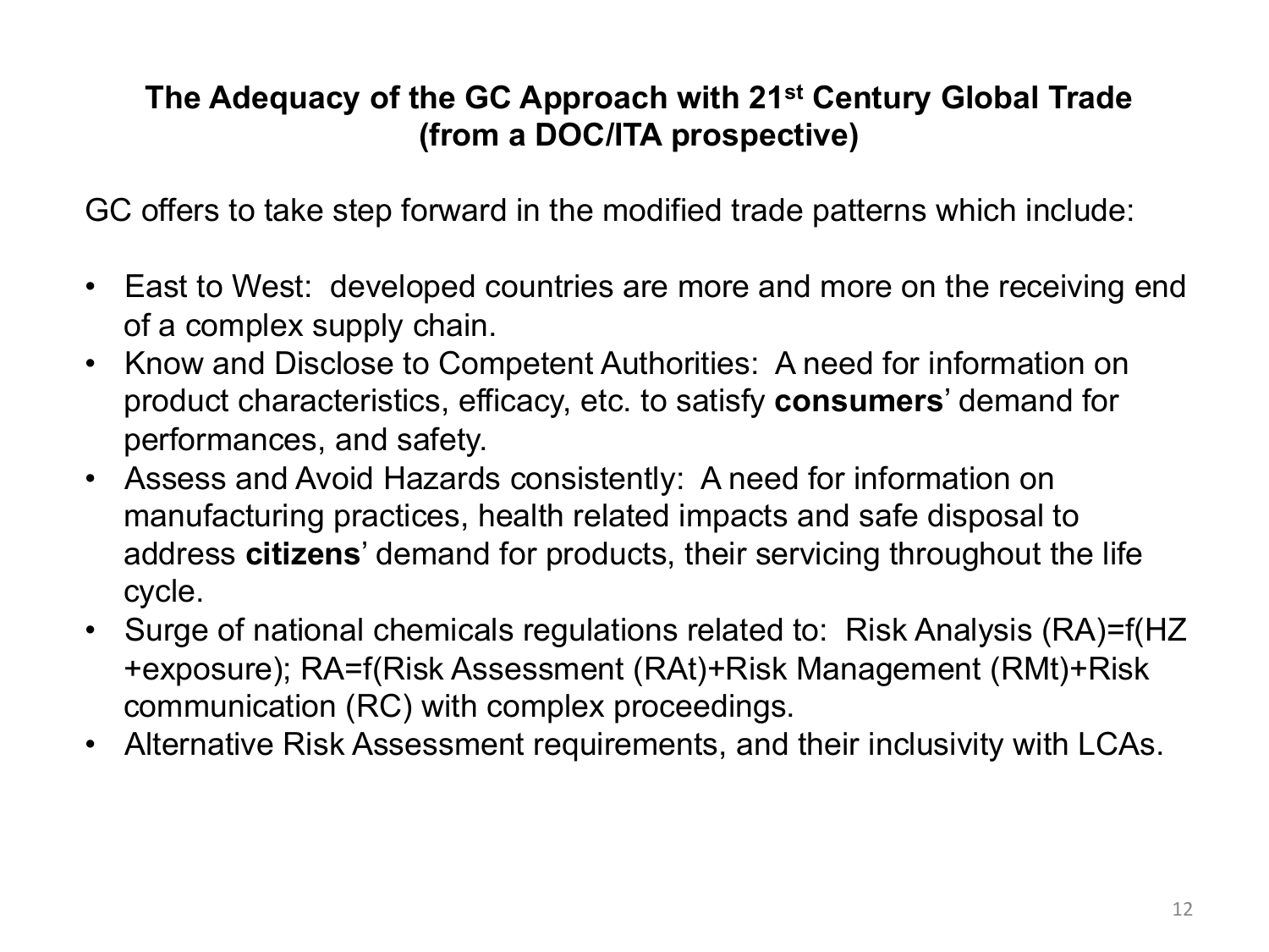## The Adequacy of the GC Approach with 21st Century Global Trade (from a DOC/ITA prospective)

GC offers to take step forward in the modified trade patterns which include:

- East to West:  developed countries are more and more on the receiving end of a complex supply chain.
- Know and Disclose to Competent Authorities:  A need for information on product characteristics, efficacy, etc. to satisfy **consumers**' demand for performances, and safety.
- Assess and Avoid Hazards consistently:  A need for information on manufacturing practices, health related impacts and safe disposal to address **citizens**' demand for products, their servicing throughout the life cycle.
- Surge of national chemicals regulations related to:  Risk Analysis (RA)=f(HZ +exposure); RA=f(Risk Assessment (RAt)+Risk Management (RMt)+Risk communication (RC) with complex proceedings.
- Alternative Risk Assessment requirements, and their inclusivity with LCAs.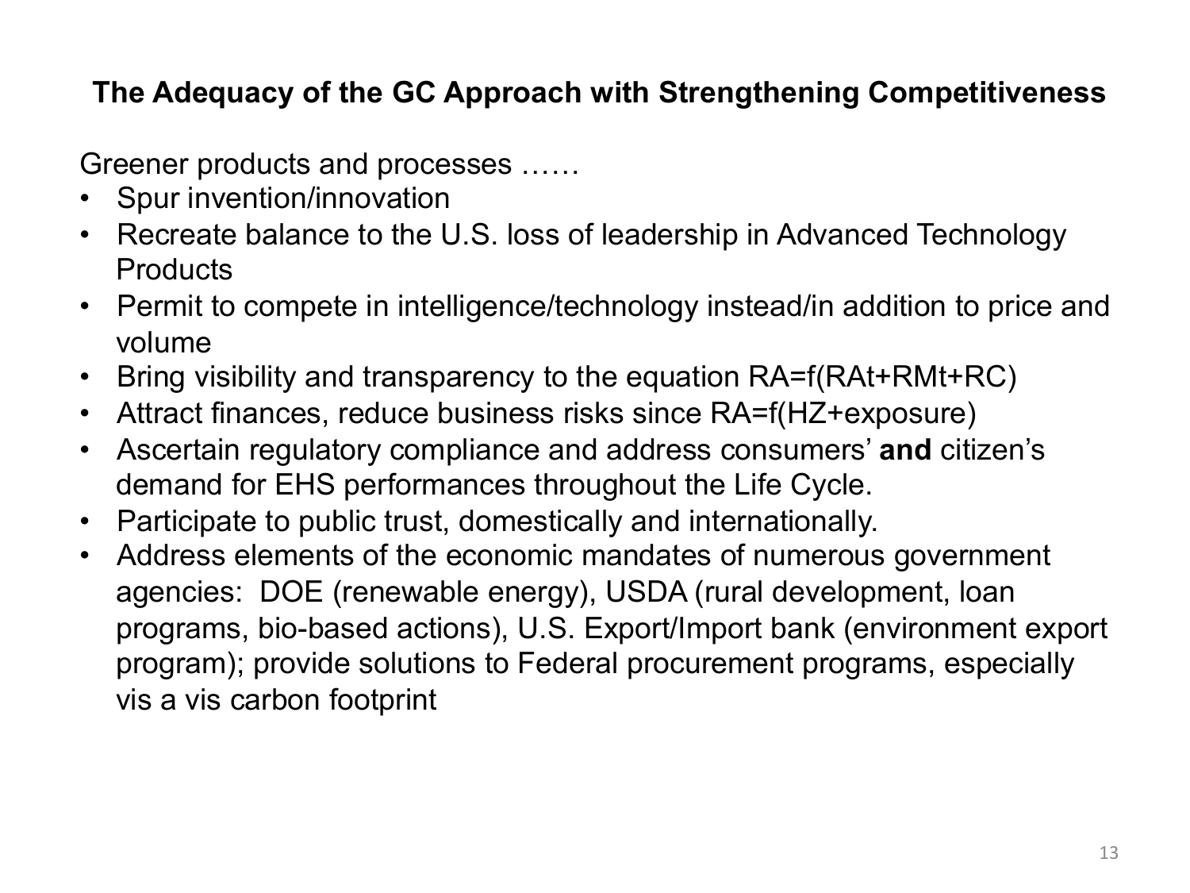## The Adequacy of the GC Approach with Strengthening Competitiveness

Greener products and processes ……

- Spur invention/innovation
- Recreate balance to the U.S. loss of leadership in Advanced Technology Products
- Permit to compete in intelligence/technology instead/in addition to price and volume
- Bring visibility and transparency to the equation RA=f(RAt+RMt+RC)
- Attract finances, reduce business risks since RA=f(HZ+exposure)
- Ascertain regulatory compliance and address consumers' **and** citizen's demand for EHS performances throughout the Life Cycle.
- Participate to public trust, domestically and internationally.
- Address elements of the economic mandates of numerous government agencies: DOE (renewable energy), USDA (rural development, loan programs, bio-based actions), U.S. Export/Import bank (environment export program); provide solutions to Federal procurement programs, especially vis a vis carbon footprint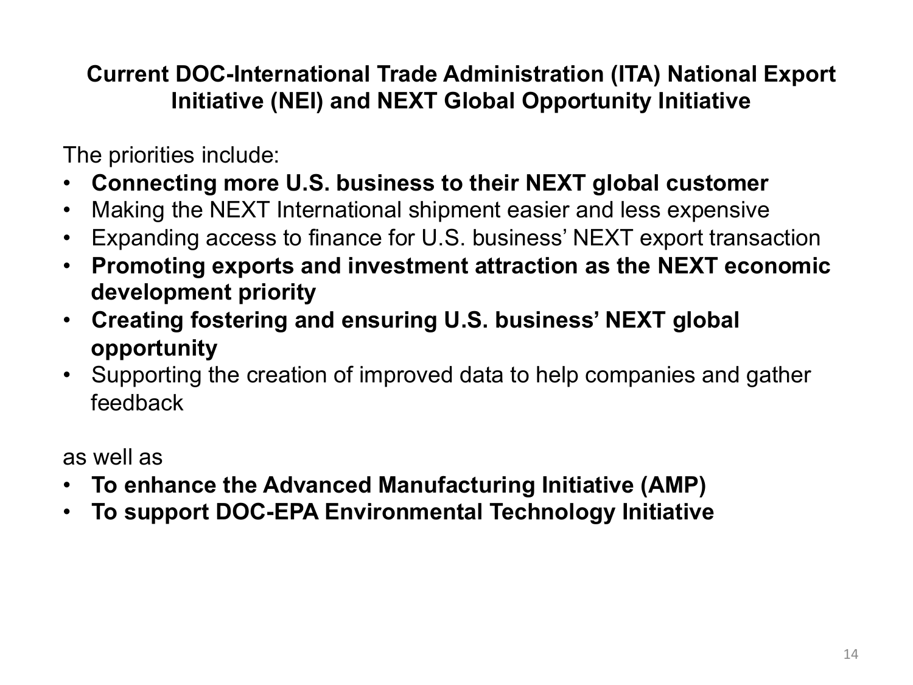## Current DOC-International Trade Administration (ITA) National Export Initiative (NEI) and NEXT Global Opportunity Initiative

The priorities include:

- **Connecting more U.S. business to their NEXT global customer**
- Making the NEXT International shipment easier and less expensive
- Expanding access to finance for U.S. business' NEXT export transaction
- **Promoting exports and investment attraction as the NEXT economic development priority**
- **Creating fostering and ensuring U.S. business' NEXT global opportunity**
- Supporting the creation of improved data to help companies and gather feedback

as well as

- **To enhance the Advanced Manufacturing Initiative (AMP)**
- **To support DOC-EPA Environmental Technology Initiative**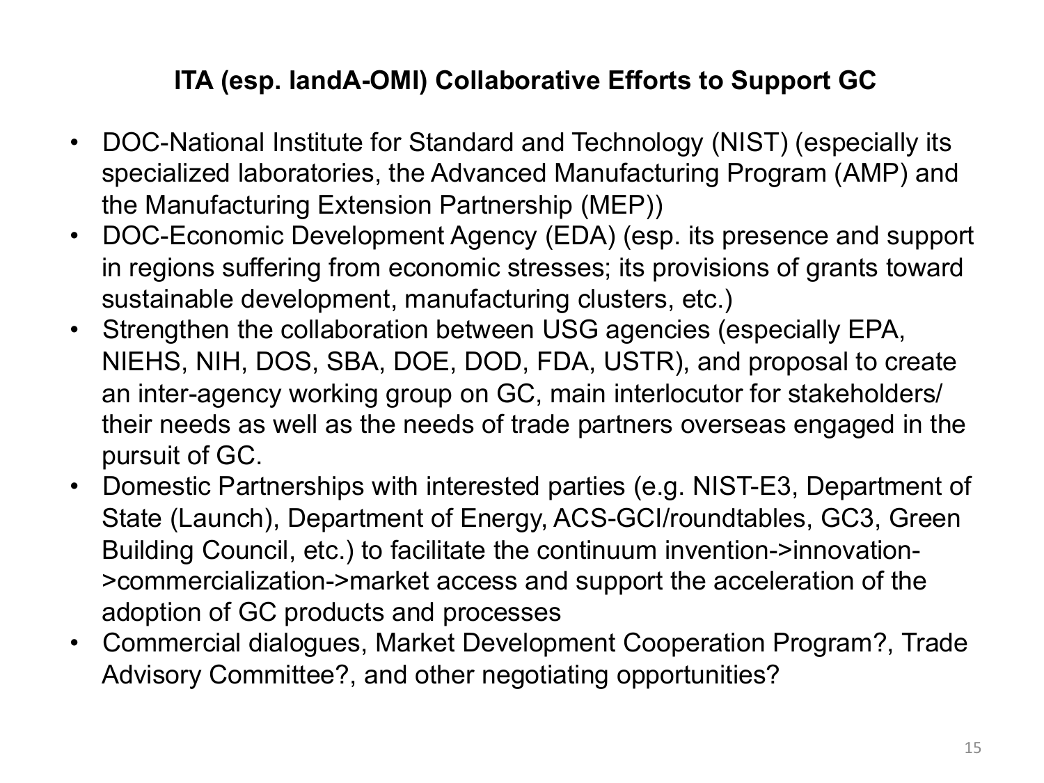## ITA (esp. IandA-OMI) Collaborative Efforts to Support GC

- DOC-National Institute for Standard and Technology (NIST) (especially its specialized laboratories, the Advanced Manufacturing Program (AMP) and the Manufacturing Extension Partnership (MEP))
- DOC-Economic Development Agency (EDA) (esp. its presence and support in regions suffering from economic stresses; its provisions of grants toward sustainable development, manufacturing clusters, etc.)
- Strengthen the collaboration between USG agencies (especially EPA, NIEHS, NIH, DOS, SBA, DOE, DOD, FDA, USTR), and proposal to create an inter-agency working group on GC, main interlocutor for stakeholders/ their needs as well as the needs of trade partners overseas engaged in the pursuit of GC.
- Domestic Partnerships with interested parties (e.g. NIST-E3, Department of State (Launch), Department of Energy, ACS-GCI/roundtables, GC3, Green Building Council, etc.) to facilitate the continuum invention->innovation->commercialization->market access and support the acceleration of the adoption of GC products and processes
- Commercial dialogues, Market Development Cooperation Program?, Trade Advisory Committee?, and other negotiating opportunities?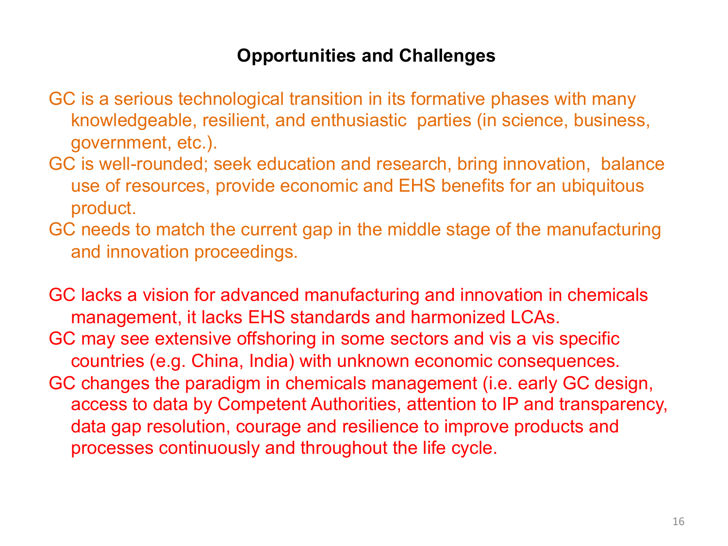## Opportunities and Challenges

GC is a serious technological transition in its formative phases with many knowledgeable, resilient, and enthusiastic parties (in science, business, government, etc.).

GC is well-rounded; seek education and research, bring innovation, balance use of resources, provide economic and EHS benefits for an ubiquitous product.

GC needs to match the current gap in the middle stage of the manufacturing and innovation proceedings.

GC lacks a vision for advanced manufacturing and innovation in chemicals management, it lacks EHS standards and harmonized LCAs.

GC may see extensive offshoring in some sectors and vis a vis specific countries (e.g. China, India) with unknown economic consequences.

GC changes the paradigm in chemicals management (i.e. early GC design, access to data by Competent Authorities, attention to IP and transparency, data gap resolution, courage and resilience to improve products and processes continuously and throughout the life cycle.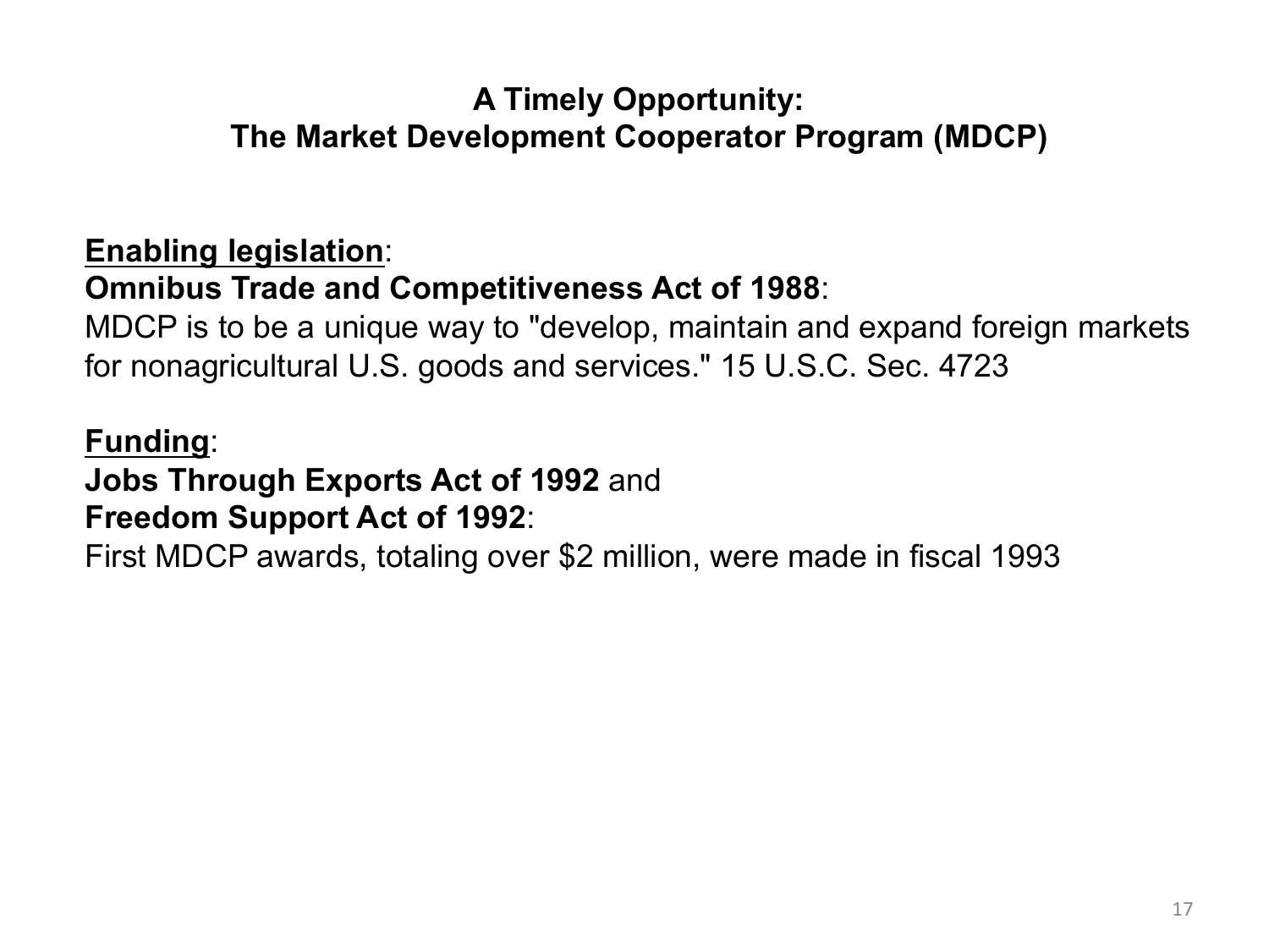## A Timely Opportunity:
## The Market Development Cooperator Program (MDCP)

**Enabling legislation**:
**Omnibus Trade and Competitiveness Act of 1988**:
MDCP is to be a unique way to "develop, maintain and expand foreign markets for nonagricultural U.S. goods and services." 15 U.S.C. Sec. 4723

**Funding**:
**Jobs Through Exports Act of 1992** and
**Freedom Support Act of 1992**:
First MDCP awards, totaling over $2 million, were made in fiscal 1993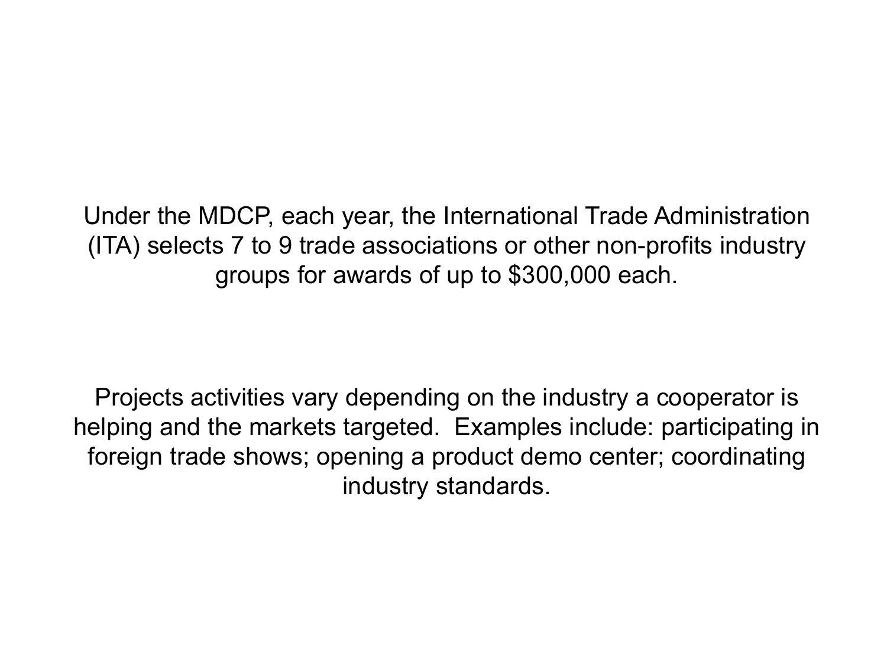Under the MDCP, each year, the International Trade Administration (ITA) selects 7 to 9 trade associations or other non-profits industry groups for awards of up to $300,000 each.

Projects activities vary depending on the industry a cooperator is helping and the markets targeted. Examples include: participating in foreign trade shows; opening a product demo center; coordinating industry standards.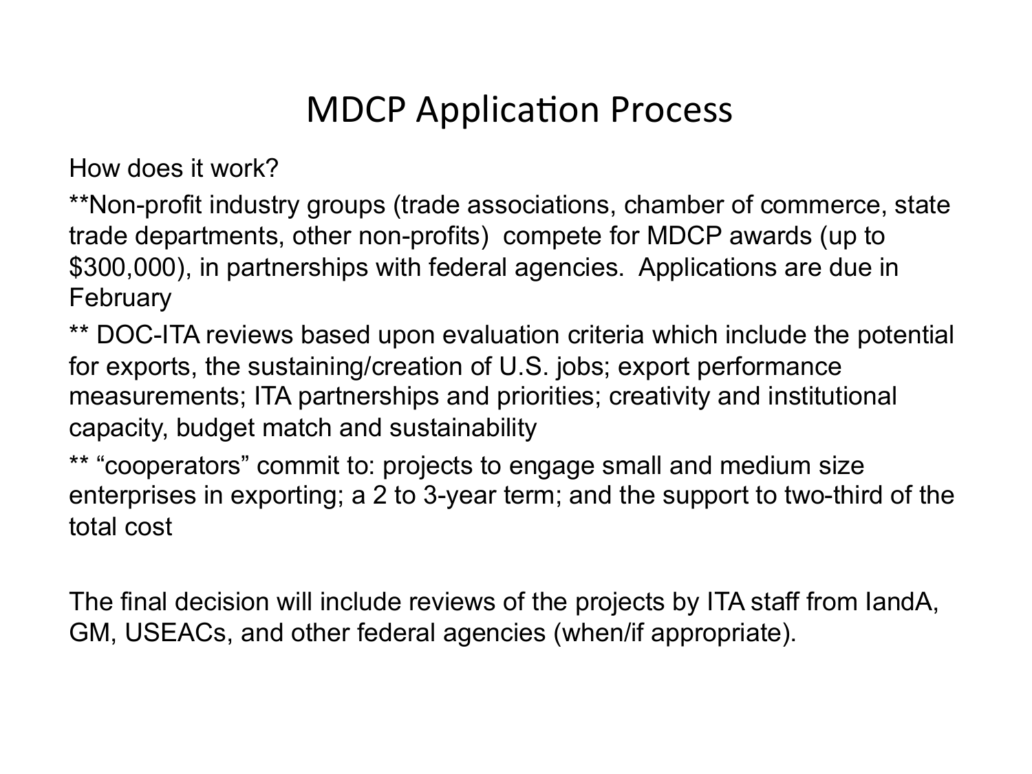# MDCP Application Process

How does it work?

**Non-profit industry groups (trade associations, chamber of commerce, state trade departments, other non-profits) compete for MDCP awards (up to $300,000), in partnerships with federal agencies. Applications are due in February

** DOC-ITA reviews based upon evaluation criteria which include the potential for exports, the sustaining/creation of U.S. jobs; export performance measurements; ITA partnerships and priorities; creativity and institutional capacity, budget match and sustainability

** “cooperators” commit to: projects to engage small and medium size enterprises in exporting; a 2 to 3-year term; and the support to two-third of the total cost

The final decision will include reviews of the projects by ITA staff from IandA, GM, USEACs, and other federal agencies (when/if appropriate).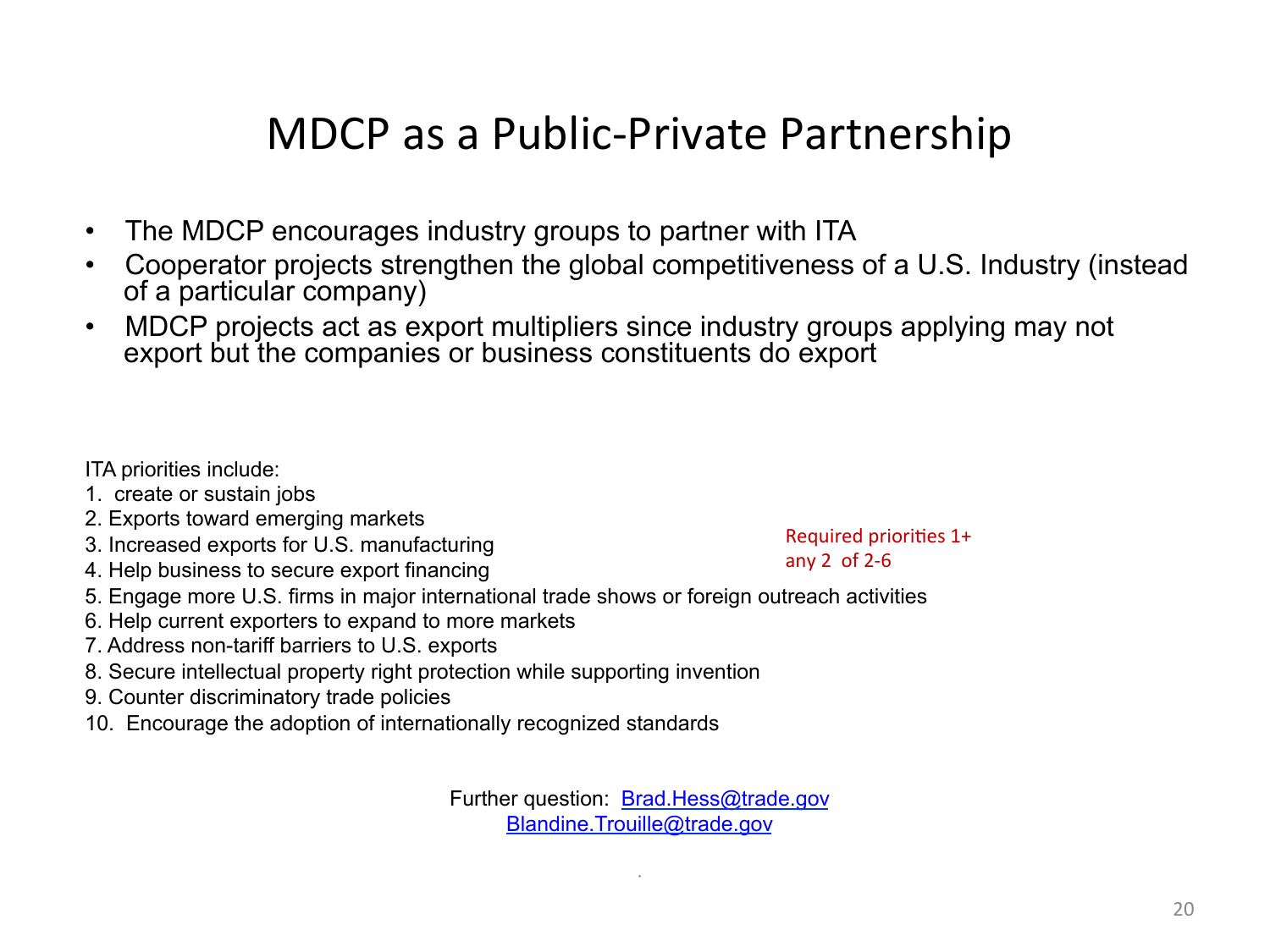# MDCP as a Public-Private Partnership

- The MDCP encourages industry groups to partner with ITA
- Cooperator projects strengthen the global competitiveness of a U.S. Industry (instead of a particular company)
- MDCP projects act as export multipliers since industry groups applying may not export but the companies or business constituents do export

ITA priorities include:

1. create or sustain jobs
2. Exports toward emerging markets
3. Increased exports for U.S. manufacturing
4. Help business to secure export financing
5. Engage more U.S. firms in major international trade shows or foreign outreach activities
6. Help current exporters to expand to more markets
7. Address non-tariff barriers to U.S. exports
8. Secure intellectual property right protection while supporting invention
9. Counter discriminatory trade policies
10. Encourage the adoption of internationally recognized standards

Required priorities 1+ any 2 of 2-6

Further question: Brad.Hess@trade.gov
Blandine.Trouille@trade.gov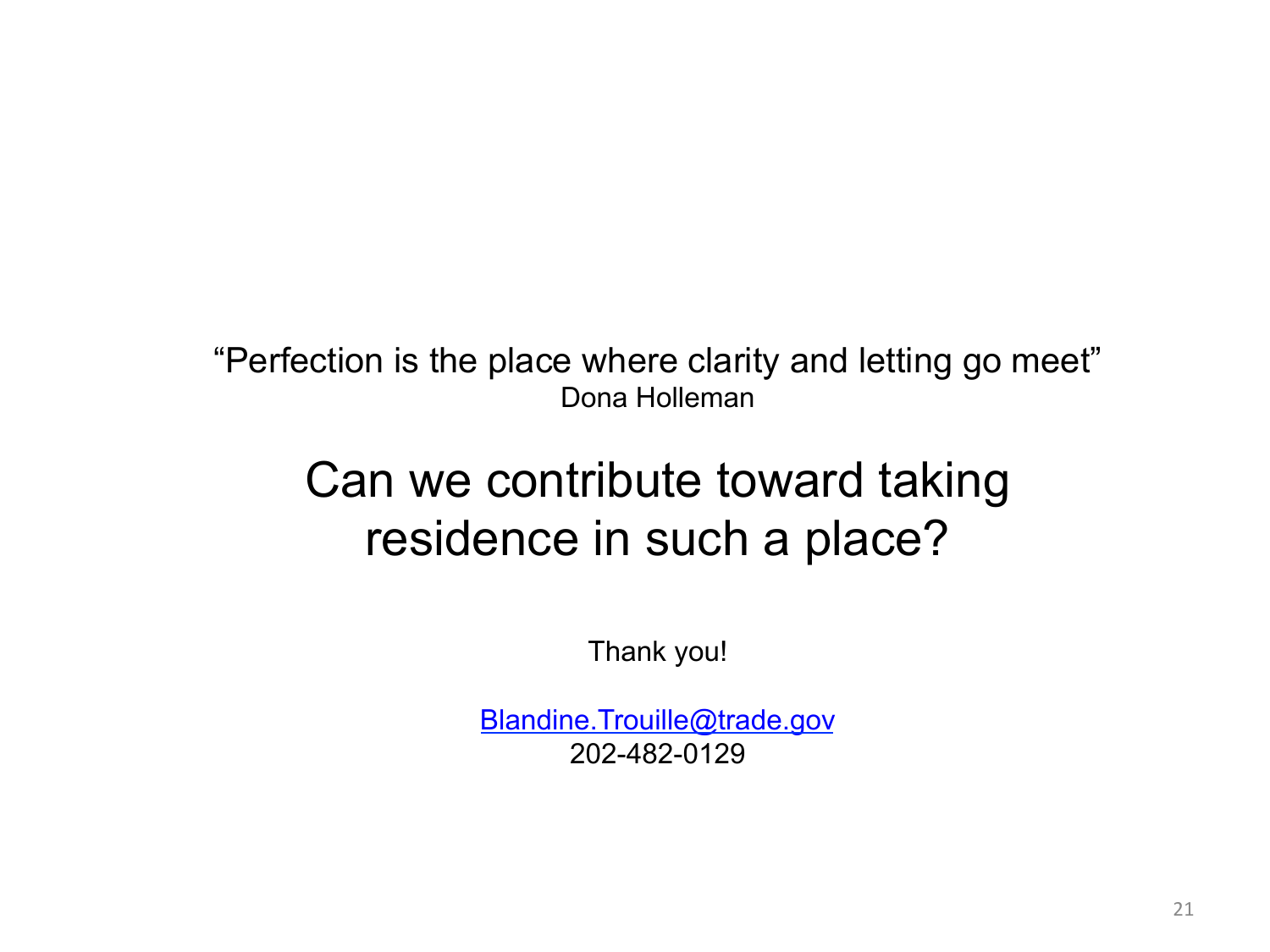"Perfection is the place where clarity and letting go meet"
Dona Holleman

## Can we contribute toward taking residence in such a place?

Thank you!

Blandine.Trouille@trade.gov
202-482-0129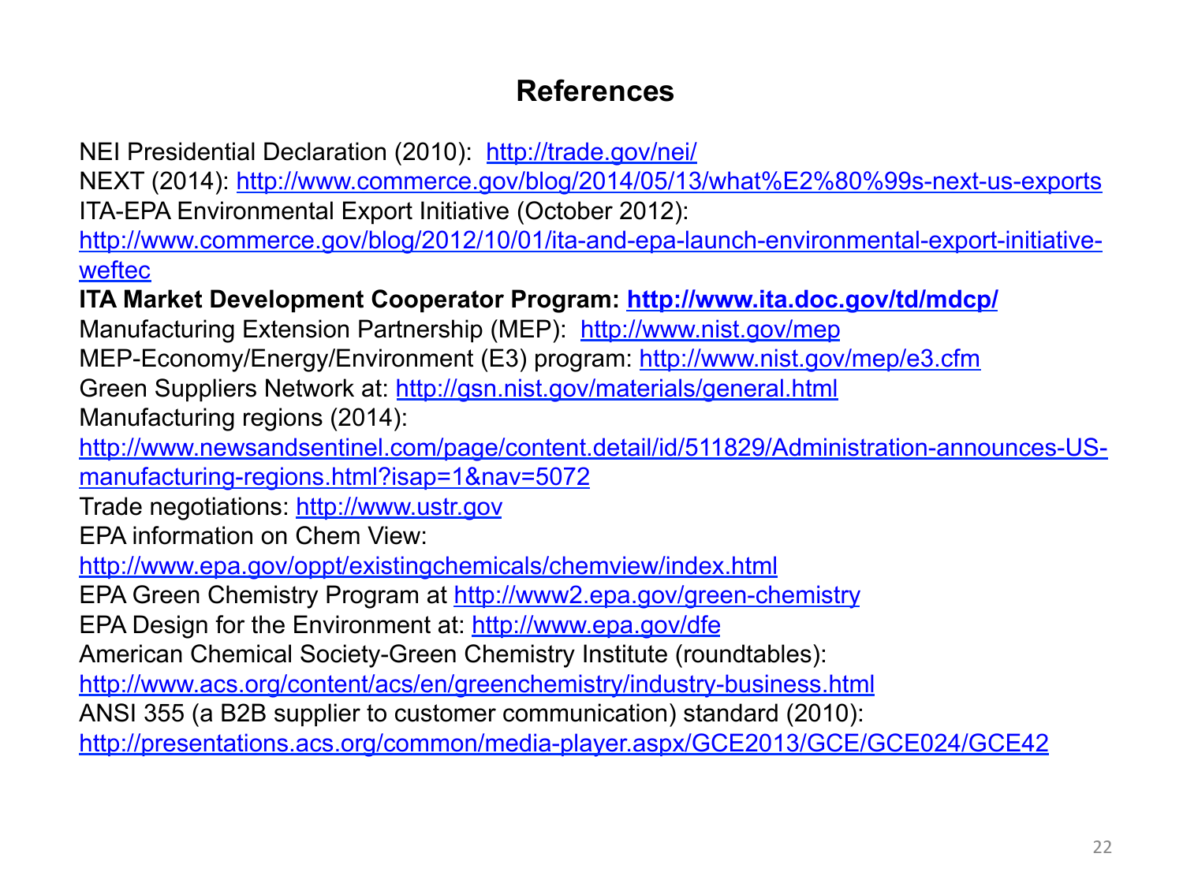# References

NEI Presidential Declaration (2010): http://trade.gov/nei/

NEXT (2014): http://www.commerce.gov/blog/2014/05/13/what%E2%80%99s-next-us-exports

ITA-EPA Environmental Export Initiative (October 2012): http://www.commerce.gov/blog/2012/10/01/ita-and-epa-launch-environmental-export-initiative-weftec

**ITA Market Development Cooperator Program: http://www.ita.doc.gov/td/mdcp/**

Manufacturing Extension Partnership (MEP): http://www.nist.gov/mep

MEP-Economy/Energy/Environment (E3) program: http://www.nist.gov/mep/e3.cfm

Green Suppliers Network at: http://gsn.nist.gov/materials/general.html

Manufacturing regions (2014): http://www.newsandsentinel.com/page/content.detail/id/511829/Administration-announces-US-manufacturing-regions.html?isap=1&nav=5072

Trade negotiations: http://www.ustr.gov

EPA information on Chem View: http://www.epa.gov/oppt/existingchemicals/chemview/index.html

EPA Green Chemistry Program at http://www2.epa.gov/green-chemistry

EPA Design for the Environment at: http://www.epa.gov/dfe

American Chemical Society-Green Chemistry Institute (roundtables): http://www.acs.org/content/acs/en/greenchemistry/industry-business.html

ANSI 355 (a B2B supplier to customer communication) standard (2010): http://presentations.acs.org/common/media-player.aspx/GCE2013/GCE/GCE024/GCE42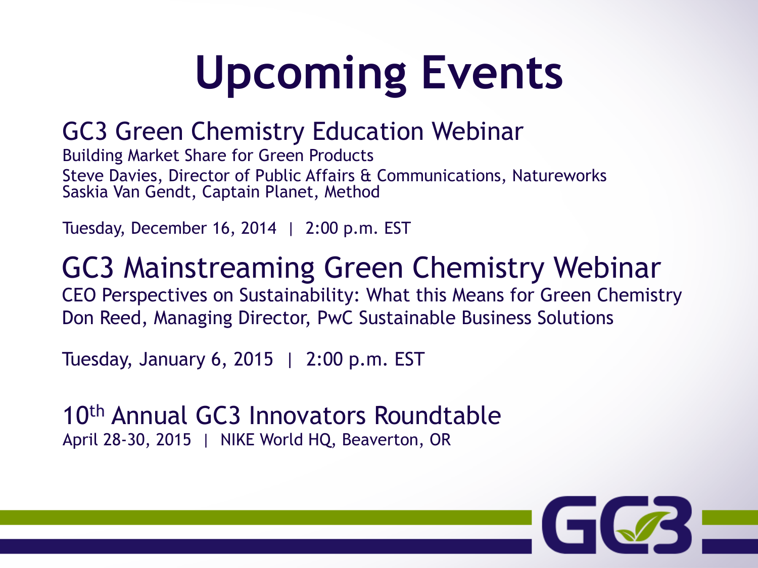# Upcoming Events

## GC3 Green Chemistry Education Webinar

Building Market Share for Green Products

Steve Davies, Director of Public Affairs & Communications, Natureworks
Saskia Van Gendt, Captain Planet, Method

Tuesday, December 16, 2014 | 2:00 p.m. EST

## GC3 Mainstreaming Green Chemistry Webinar

CEO Perspectives on Sustainability: What this Means for Green Chemistry

Don Reed, Managing Director, PwC Sustainable Business Solutions

Tuesday, January 6, 2015 | 2:00 p.m. EST

## 10th Annual GC3 Innovators Roundtable

April 28-30, 2015 | NIKE World HQ, Beaverton, OR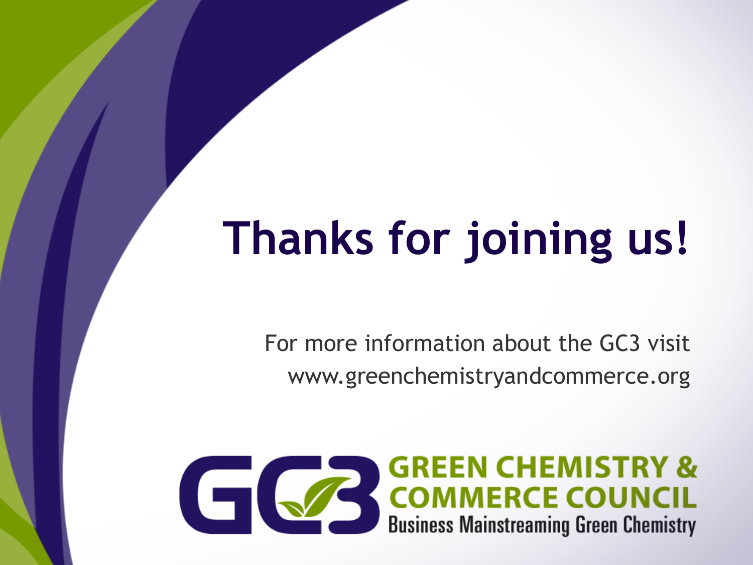# Thanks for joining us!

For more information about the GC3 visit www.greenchemistryandcommerce.org

GC3 GREEN CHEMISTRY & COMMERCE COUNCIL
Business Mainstreaming Green Chemistry